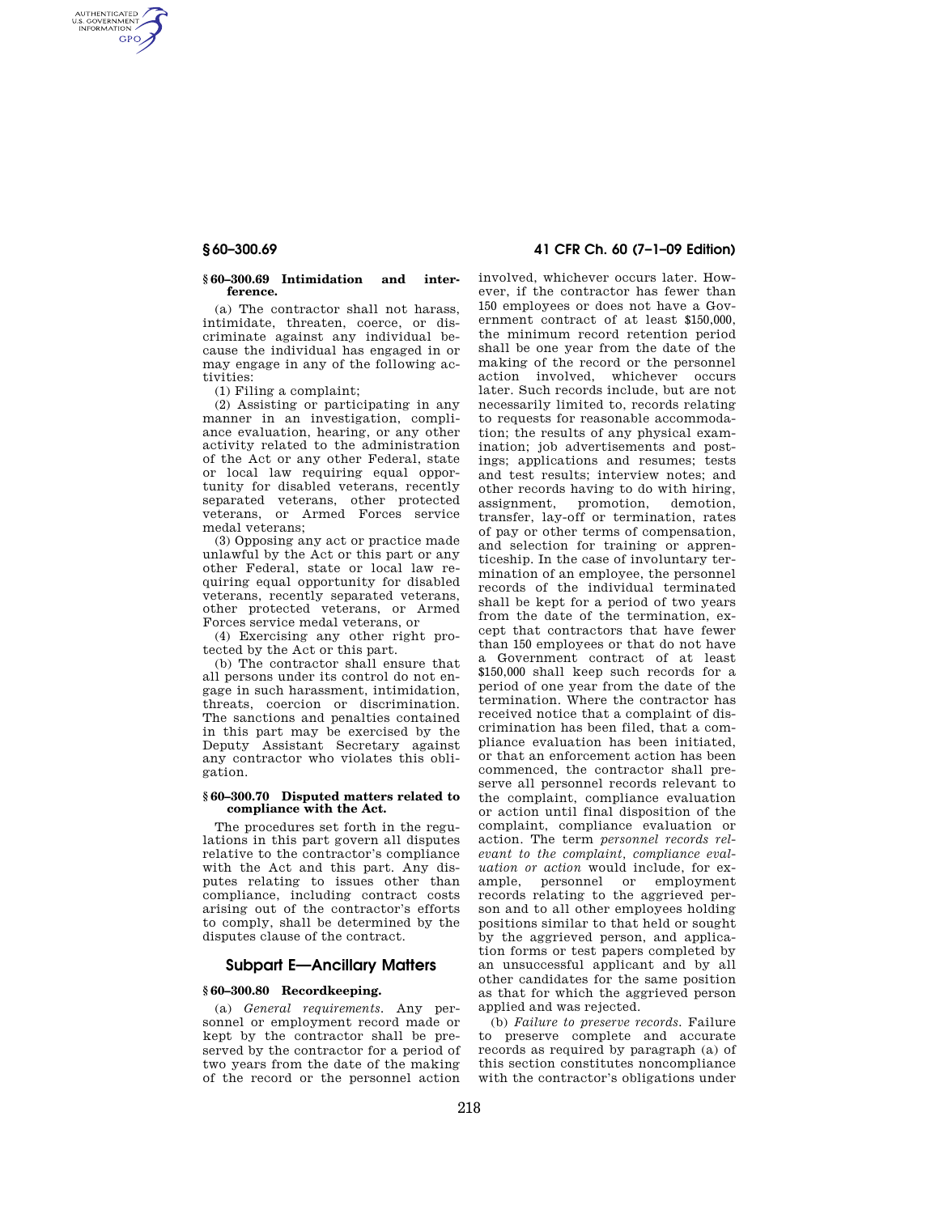### § 60–300.69 Intimidation and interference.

(a) The contractor shall not harass, intimidate, threaten, coerce, or discriminate against any individual because the individual has engaged in or may engage in any of the following activities:

(1) Filing a complaint;

(2) Assisting or participating in any manner in an investigation, compliance evaluation, hearing, or any other activity related to the administration of the Act or any other Federal, state or local law requiring equal opportunity for disabled veterans, recently separated veterans, other protected veterans, or Armed Forces service medal veterans;

(3) Opposing any act or practice made unlawful by the Act or this part or any other Federal, state or local law requiring equal opportunity for disabled veterans, recently separated veterans, other protected veterans, or Armed Forces service medal veterans, or

(4) Exercising any other right protected by the Act or this part.

(b) The contractor shall ensure that all persons under its control do not engage in such harassment, intimidation, threats, coercion or discrimination. The sanctions and penalties contained in this part may be exercised by the Deputy Assistant Secretary against any contractor who violates this obligation.

### § 60–300.70 Disputed matters related to compliance with the Act.

The procedures set forth in the regulations in this part govern all disputes relative to the contractor's compliance with the Act and this part. Any disputes relating to issues other than compliance, including contract costs arising out of the contractor's efforts to comply, shall be determined by the disputes clause of the contract.

## Subpart E—Ancillary Matters

### § 60–300.80 Recordkeeping.

(a) *General requirements.* Any personnel or employment record made or kept by the contractor shall be preserved by the contractor for a period of two years from the date of the making of the record or the personnel action involved, whichever occurs later. However, if the contractor has fewer than 150 employees or does not have a Government contract of at least $150,000, the minimum record retention period shall be one year from the date of the making of the record or the personnel action involved, whichever occurs later. Such records include, but are not necessarily limited to, records relating to requests for reasonable accommodation; the results of any physical examination; job advertisements and postings; applications and resumes; tests and test results; interview notes; and other records having to do with hiring, assignment, promotion, demotion, transfer, lay-off or termination, rates of pay or other terms of compensation, and selection for training or apprenticeship. In the case of involuntary termination of an employee, the personnel records of the individual terminated shall be kept for a period of two years from the date of the termination, except that contractors that have fewer than 150 employees or that do not have a Government contract of at least $150,000 shall keep such records for a period of one year from the date of the termination. Where the contractor has received notice that a complaint of discrimination has been filed, that a compliance evaluation has been initiated, or that an enforcement action has been commenced, the contractor shall preserve all personnel records relevant to the complaint, compliance evaluation or action until final disposition of the complaint, compliance evaluation or action. The term *personnel records relevant to the complaint, compliance evaluation or action* would include, for example, personnel or employment records relating to the aggrieved person and to all other employees holding positions similar to that held or sought by the aggrieved person, and application forms or test papers completed by an unsuccessful applicant and by all other candidates for the same position as that for which the aggrieved person applied and was rejected.

(b) *Failure to preserve records.* Failure to preserve complete and accurate records as required by paragraph (a) of this section constitutes noncompliance with the contractor's obligations under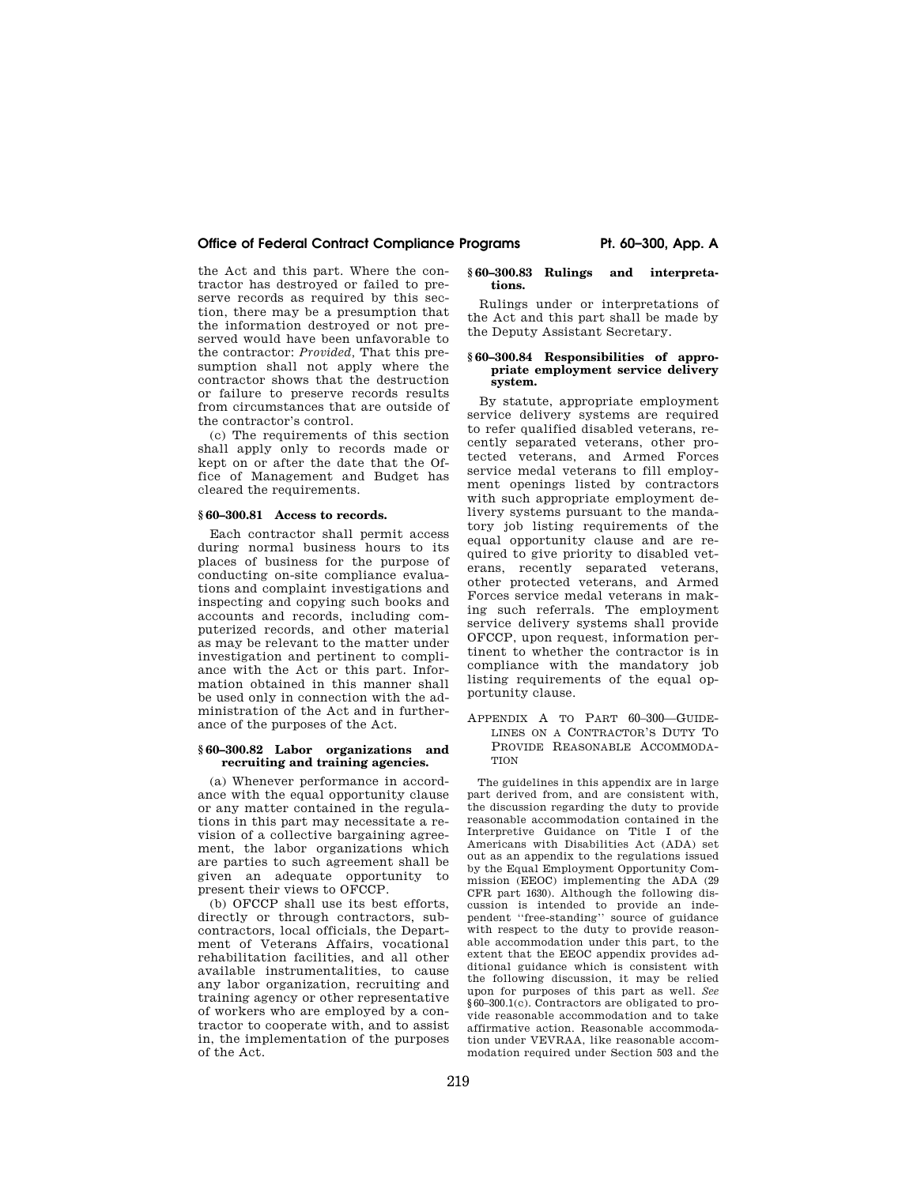the Act and this part. Where the contractor has destroyed or failed to preserve records as required by this section, there may be a presumption that the information destroyed or not preserved would have been unfavorable to the contractor: *Provided*, That this presumption shall not apply where the contractor shows that the destruction or failure to preserve records results from circumstances that are outside of the contractor's control.

(c) The requirements of this section shall apply only to records made or kept on or after the date that the Office of Management and Budget has cleared the requirements.

### § 60–300.81 Access to records.

Each contractor shall permit access during normal business hours to its places of business for the purpose of conducting on-site compliance evaluations and complaint investigations and inspecting and copying such books and accounts and records, including computerized records, and other material as may be relevant to the matter under investigation and pertinent to compliance with the Act or this part. Information obtained in this manner shall be used only in connection with the administration of the Act and in furtherance of the purposes of the Act.

### § 60–300.82 Labor organizations and recruiting and training agencies.

(a) Whenever performance in accordance with the equal opportunity clause or any matter contained in the regulations in this part may necessitate a revision of a collective bargaining agreement, the labor organizations which are parties to such agreement shall be given an adequate opportunity to present their views to OFCCP.

(b) OFCCP shall use its best efforts, directly or through contractors, subcontractors, local officials, the Department of Veterans Affairs, vocational rehabilitation facilities, and all other available instrumentalities, to cause any labor organization, recruiting and training agency or other representative of workers who are employed by a contractor to cooperate with, and to assist in, the implementation of the purposes of the Act.

### § 60–300.83 Rulings and interpretations.

Rulings under or interpretations of the Act and this part shall be made by the Deputy Assistant Secretary.

### § 60–300.84 Responsibilities of appropriate employment service delivery system.

By statute, appropriate employment service delivery systems are required to refer qualified disabled veterans, recently separated veterans, other protected veterans, and Armed Forces service medal veterans to fill employment openings listed by contractors with such appropriate employment delivery systems pursuant to the mandatory job listing requirements of the equal opportunity clause and are required to give priority to disabled veterans, recently separated veterans, other protected veterans, and Armed Forces service medal veterans in making such referrals. The employment service delivery systems shall provide OFCCP, upon request, information pertinent to whether the contractor is in compliance with the mandatory job listing requirements of the equal opportunity clause.

## Appendix A to Part 60–300—Guidelines on a Contractor's Duty To Provide Reasonable Accommodation

The guidelines in this appendix are in large part derived from, and are consistent with, the discussion regarding the duty to provide reasonable accommodation contained in the Interpretive Guidance on Title I of the Americans with Disabilities Act (ADA) set out as an appendix to the regulations issued by the Equal Employment Opportunity Commission (EEOC) implementing the ADA (29 CFR part 1630). Although the following discussion is intended to provide an independent "free-standing" source of guidance with respect to the duty to provide reasonable accommodation under this part, to the extent that the EEOC appendix provides additional guidance which is consistent with the following discussion, it may be relied upon for purposes of this part as well. *See* § 60–300.1(c). Contractors are obligated to provide reasonable accommodation and to take affirmative action. Reasonable accommodation under VEVRAA, like reasonable accommodation required under Section 503 and the